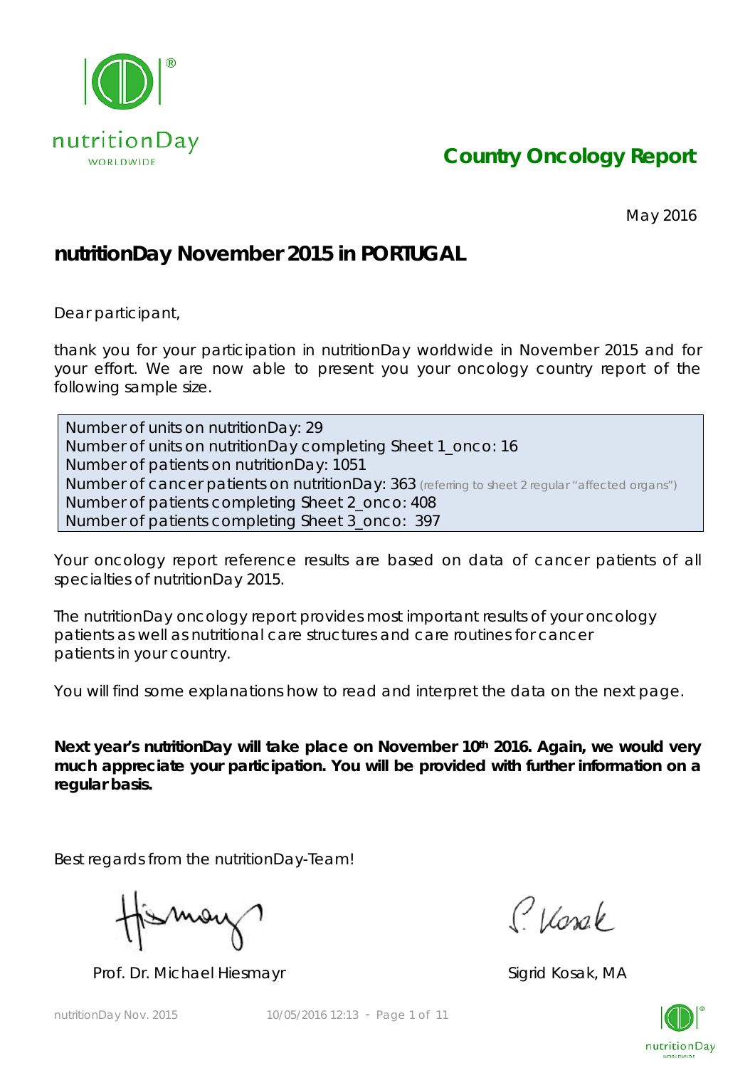# Country Oncology Report

May 2016

## nutritionDay November 2015 in PORTUGAL

Dear participant,

thank you for your participation in nutritionDay worldwide in November 2015 and for your effort. We are now able to present you your oncology country report of the following sample size.

Number of units on nutritionDay: 29
Number of units on nutritionDay completing Sheet 1_onco: 16
Number of patients on nutritionDay: 1051
Number of cancer patients on nutritionDay: 363 (referring to sheet 2 regular "affected organs")
Number of patients completing Sheet 2_onco: 408
Number of patients completing Sheet 3_onco: 397

Your oncology report reference results are based on data of cancer patients of all specialties of nutritionDay 2015.

The nutritionDay oncology report provides most important results of your oncology patients as well as nutritional care structures and care routines for cancer patients in your country.

You will find some explanations how to read and interpret the data on the next page.

**Next year's nutritionDay will take place on November 10th 2016. Again, we would very much appreciate your participation. You will be provided with further information on a regular basis.**

Best regards from the nutritionDay-Team!

Prof. Dr. Michael Hiesmayr

Sigrid Kosak, MA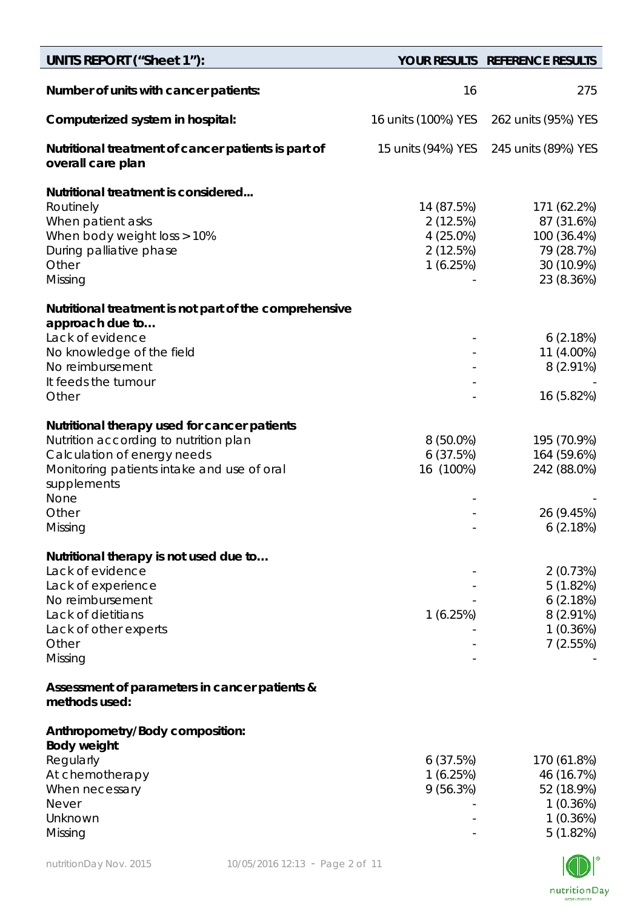| UNITS REPORT (“Sheet 1”): | YOUR RESULTS | REFERENCE RESULTS |
|---|---|---|
| **Number of units with cancer patients:** | 16 | 275 |
| **Computerized system in hospital:** | 16 units (100%) YES | 262 units (95%) YES |
| **Nutritional treatment of cancer patients is part of overall care plan** | 15 units (94%) YES | 245 units (89%) YES |
| **Nutritional treatment is considered...** | | |
| Routinely | 14 (87.5%) | 171 (62.2%) |
| When patient asks | 2 (12.5%) | 87 (31.6%) |
| When body weight loss > 10% | 4 (25.0%) | 100 (36.4%) |
| During palliative phase | 2 (12.5%) | 79 (28.7%) |
| Other | 1 (6.25%) | 30 (10.9%) |
| Missing | - | 23 (8.36%) |
| **Nutritional treatment is not part of the comprehensive approach due to…** | | |
| Lack of evidence | - | 6 (2.18%) |
| No knowledge of the field | - | 11 (4.00%) |
| No reimbursement | - | 8 (2.91%) |
| It feeds the tumour | - | - |
| Other | - | 16 (5.82%) |
| **Nutritional therapy used for cancer patients** | | |
| Nutrition according to nutrition plan | 8 (50.0%) | 195 (70.9%) |
| Calculation of energy needs | 6 (37.5%) | 164 (59.6%) |
| Monitoring patients intake and use of oral supplements | 16 (100%) | 242 (88.0%) |
| None | - | - |
| Other | - | 26 (9.45%) |
| Missing | - | 6 (2.18%) |
| **Nutritional therapy is not used due to…** | | |
| Lack of evidence | - | 2 (0.73%) |
| Lack of experience | - | 5 (1.82%) |
| No reimbursement | - | 6 (2.18%) |
| Lack of dietitians | 1 (6.25%) | 8 (2.91%) |
| Lack of other experts | - | 1 (0.36%) |
| Other | - | 7 (2.55%) |
| Missing | - | - |
| **Assessment of parameters in cancer patients & methods used:** | | |
| **Anthropometry/Body composition:** | | |
| **Body weight** | | |
| Regularly | 6 (37.5%) | 170 (61.8%) |
| At chemotherapy | 1 (6.25%) | 46 (16.7%) |
| When necessary | 9 (56.3%) | 52 (18.9%) |
| Never | - | 1 (0.36%) |
| Unknown | - | 1 (0.36%) |
| Missing | - | 5 (1.82%) |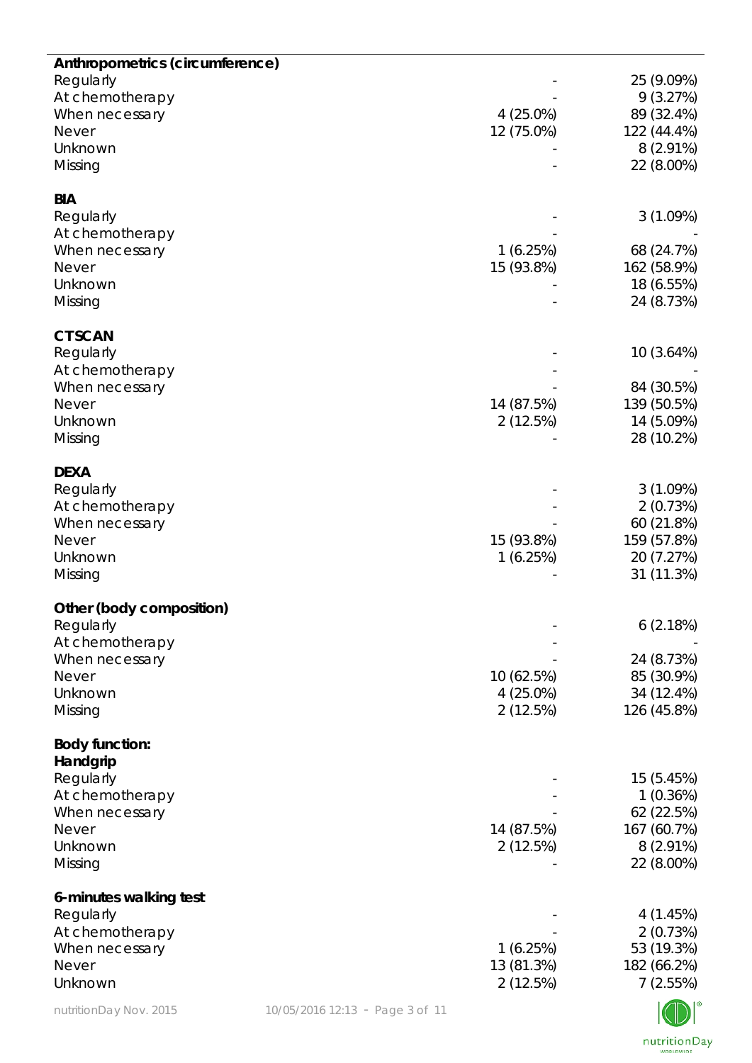| | | |
|---|---|---|
| **Anthropometrics (circumference)** | | |
| Regularly | - | 25 (9.09%) |
| At chemotherapy | - | 9 (3.27%) |
| When necessary | 4 (25.0%) | 89 (32.4%) |
| Never | 12 (75.0%) | 122 (44.4%) |
| Unknown | - | 8 (2.91%) |
| Missing | - | 22 (8.00%) |
| **BIA** | | |
| Regularly | - | 3 (1.09%) |
| At chemotherapy | - | - |
| When necessary | 1 (6.25%) | 68 (24.7%) |
| Never | 15 (93.8%) | 162 (58.9%) |
| Unknown | - | 18 (6.55%) |
| Missing | - | 24 (8.73%) |
| **CT SCAN** | | |
| Regularly | - | 10 (3.64%) |
| At chemotherapy | - | - |
| When necessary | - | 84 (30.5%) |
| Never | 14 (87.5%) | 139 (50.5%) |
| Unknown | 2 (12.5%) | 14 (5.09%) |
| Missing | - | 28 (10.2%) |
| **DEXA** | | |
| Regularly | - | 3 (1.09%) |
| At chemotherapy | - | 2 (0.73%) |
| When necessary | - | 60 (21.8%) |
| Never | 15 (93.8%) | 159 (57.8%) |
| Unknown | 1 (6.25%) | 20 (7.27%) |
| Missing | - | 31 (11.3%) |
| **Other (body composition)** | | |
| Regularly | - | 6 (2.18%) |
| At chemotherapy | - | - |
| When necessary | - | 24 (8.73%) |
| Never | 10 (62.5%) | 85 (30.9%) |
| Unknown | 4 (25.0%) | 34 (12.4%) |
| Missing | 2 (12.5%) | 126 (45.8%) |
| **Body function:** | | |
| **Handgrip** | | |
| Regularly | - | 15 (5.45%) |
| At chemotherapy | - | 1 (0.36%) |
| When necessary | - | 62 (22.5%) |
| Never | 14 (87.5%) | 167 (60.7%) |
| Unknown | 2 (12.5%) | 8 (2.91%) |
| Missing | - | 22 (8.00%) |
| **6-minutes walking test** | | |
| Regularly | - | 4 (1.45%) |
| At chemotherapy | - | 2 (0.73%) |
| When necessary | 1 (6.25%) | 53 (19.3%) |
| Never | 13 (81.3%) | 182 (66.2%) |
| Unknown | 2 (12.5%) | 7 (2.55%) |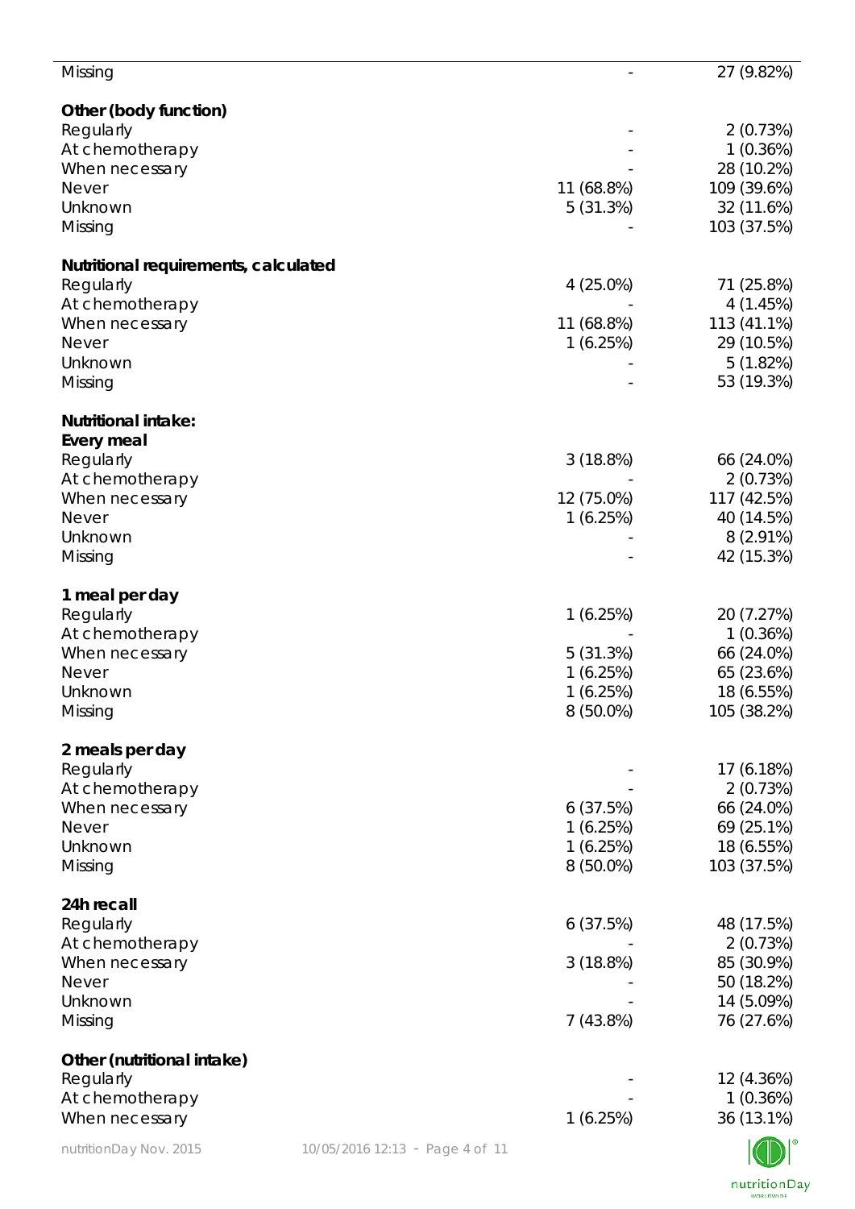| | | |
|---|---|---|
| Missing | - | 27 (9.82%) |
| **Other (body function)** | | |
| Regularly | - | 2 (0.73%) |
| At chemotherapy | - | 1 (0.36%) |
| When necessary | - | 28 (10.2%) |
| Never | 11 (68.8%) | 109 (39.6%) |
| Unknown | 5 (31.3%) | 32 (11.6%) |
| Missing | - | 103 (37.5%) |
| **Nutritional requirements, calculated** | | |
| Regularly | 4 (25.0%) | 71 (25.8%) |
| At chemotherapy | - | 4 (1.45%) |
| When necessary | 11 (68.8%) | 113 (41.1%) |
| Never | 1 (6.25%) | 29 (10.5%) |
| Unknown | - | 5 (1.82%) |
| Missing | - | 53 (19.3%) |
| **Nutritional intake:** | | |
| **Every meal** | | |
| Regularly | 3 (18.8%) | 66 (24.0%) |
| At chemotherapy | - | 2 (0.73%) |
| When necessary | 12 (75.0%) | 117 (42.5%) |
| Never | 1 (6.25%) | 40 (14.5%) |
| Unknown | - | 8 (2.91%) |
| Missing | - | 42 (15.3%) |
| **1 meal per day** | | |
| Regularly | 1 (6.25%) | 20 (7.27%) |
| At chemotherapy | - | 1 (0.36%) |
| When necessary | 5 (31.3%) | 66 (24.0%) |
| Never | 1 (6.25%) | 65 (23.6%) |
| Unknown | 1 (6.25%) | 18 (6.55%) |
| Missing | 8 (50.0%) | 105 (38.2%) |
| **2 meals per day** | | |
| Regularly | - | 17 (6.18%) |
| At chemotherapy | - | 2 (0.73%) |
| When necessary | 6 (37.5%) | 66 (24.0%) |
| Never | 1 (6.25%) | 69 (25.1%) |
| Unknown | 1 (6.25%) | 18 (6.55%) |
| Missing | 8 (50.0%) | 103 (37.5%) |
| **24h recall** | | |
| Regularly | 6 (37.5%) | 48 (17.5%) |
| At chemotherapy | - | 2 (0.73%) |
| When necessary | 3 (18.8%) | 85 (30.9%) |
| Never | - | 50 (18.2%) |
| Unknown | - | 14 (5.09%) |
| Missing | 7 (43.8%) | 76 (27.6%) |
| **Other (nutritional intake)** | | |
| Regularly | - | 12 (4.36%) |
| At chemotherapy | - | 1 (0.36%) |
| When necessary | 1 (6.25%) | 36 (13.1%) |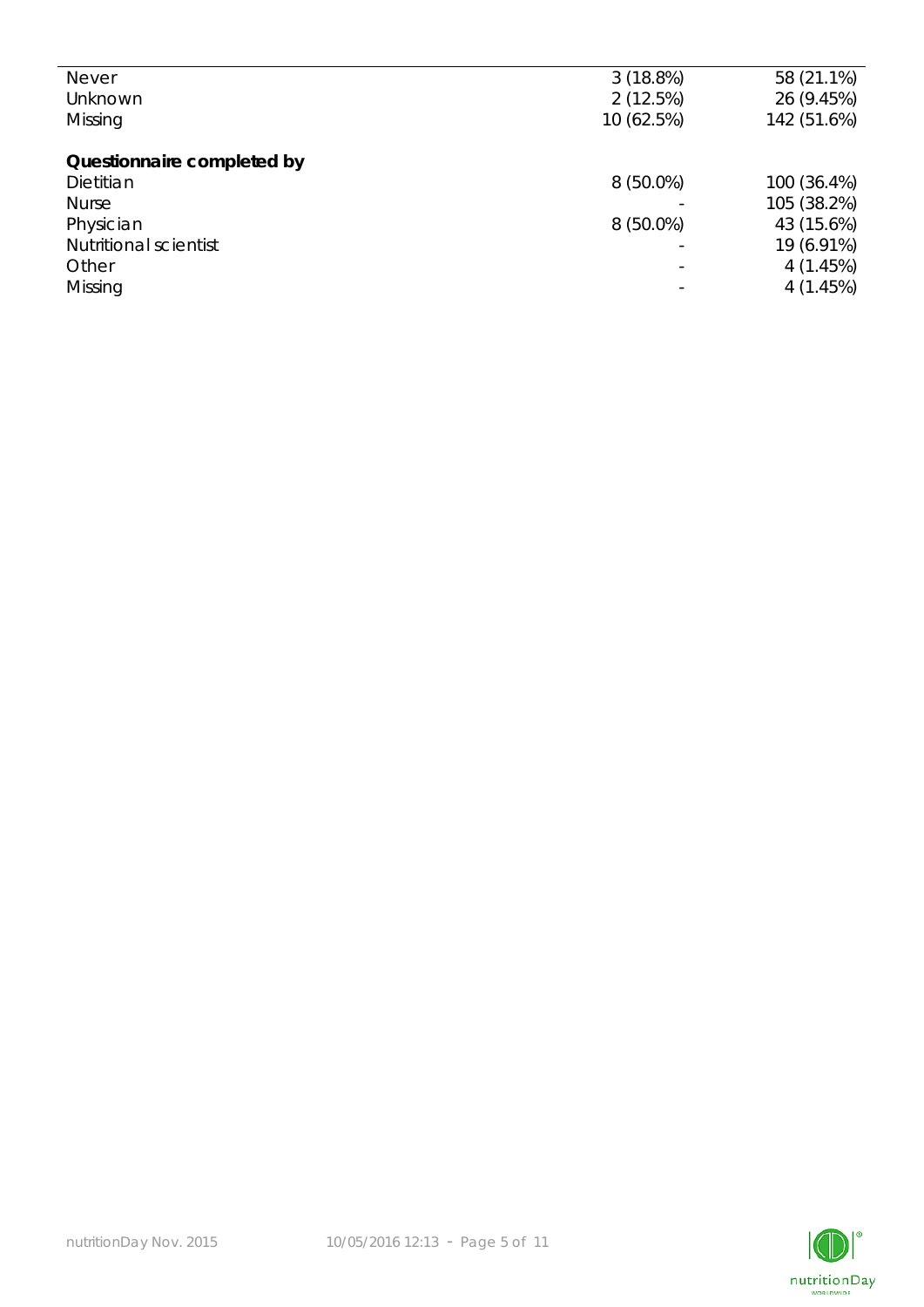| | | |
|---|---|---|
| Never | 3 (18.8%) | 58 (21.1%) |
| Unknown | 2 (12.5%) | 26 (9.45%) |
| Missing | 10 (62.5%) | 142 (51.6%) |
| | | |
| **Questionnaire completed by** | | |
| Dietitian | 8 (50.0%) | 100 (36.4%) |
| Nurse | - | 105 (38.2%) |
| Physician | 8 (50.0%) | 43 (15.6%) |
| Nutritional scientist | - | 19 (6.91%) |
| Other | - | 4 (1.45%) |
| Missing | - | 4 (1.45%) |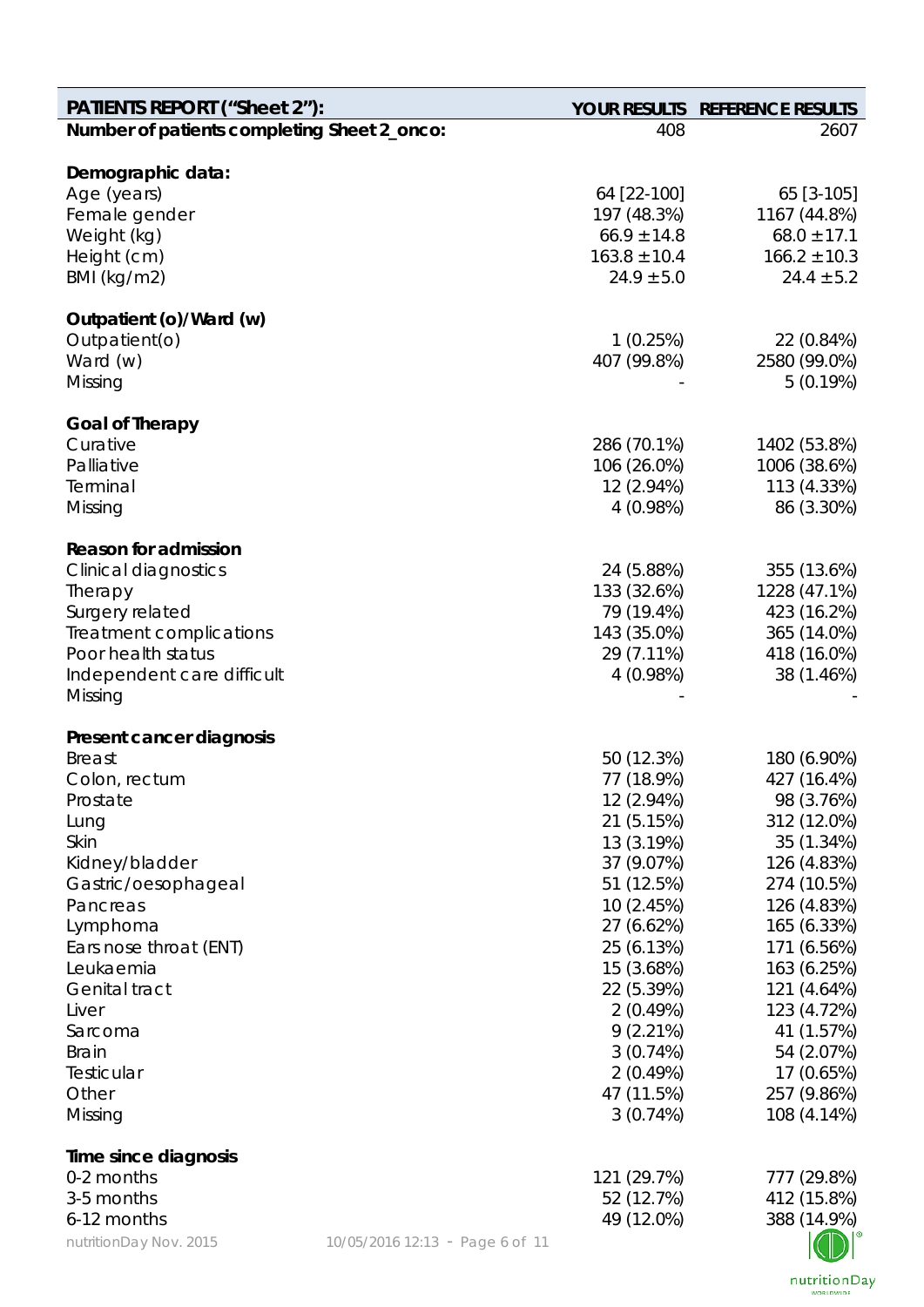| PATIENTS REPORT ("Sheet 2"): | YOUR RESULTS | REFERENCE RESULTS |
|---|---|---|
| **Number of patients completing Sheet 2_onco:** | 408 | 2607 |
| | | |
| **Demographic data:** | | |
| Age (years) | 64 [22-100] | 65 [3-105] |
| Female gender | 197 (48.3%) | 1167 (44.8%) |
| Weight (kg) | 66.9 ± 14.8 | 68.0 ± 17.1 |
| Height (cm) | 163.8 ± 10.4 | 166.2 ± 10.3 |
| BMI (kg/m2) | 24.9 ± 5.0 | 24.4 ± 5.2 |
| | | |
| **Outpatient (o)/Ward (w)** | | |
| Outpatient(o) | 1 (0.25%) | 22 (0.84%) |
| Ward (w) | 407 (99.8%) | 2580 (99.0%) |
| Missing | - | 5 (0.19%) |
| | | |
| **Goal of Therapy** | | |
| Curative | 286 (70.1%) | 1402 (53.8%) |
| Palliative | 106 (26.0%) | 1006 (38.6%) |
| Terminal | 12 (2.94%) | 113 (4.33%) |
| Missing | 4 (0.98%) | 86 (3.30%) |
| | | |
| **Reason for admission** | | |
| Clinical diagnostics | 24 (5.88%) | 355 (13.6%) |
| Therapy | 133 (32.6%) | 1228 (47.1%) |
| Surgery related | 79 (19.4%) | 423 (16.2%) |
| Treatment complications | 143 (35.0%) | 365 (14.0%) |
| Poor health status | 29 (7.11%) | 418 (16.0%) |
| Independent care difficult | 4 (0.98%) | 38 (1.46%) |
| Missing | - | - |
| | | |
| **Present cancer diagnosis** | | |
| Breast | 50 (12.3%) | 180 (6.90%) |
| Colon, rectum | 77 (18.9%) | 427 (16.4%) |
| Prostate | 12 (2.94%) | 98 (3.76%) |
| Lung | 21 (5.15%) | 312 (12.0%) |
| Skin | 13 (3.19%) | 35 (1.34%) |
| Kidney/bladder | 37 (9.07%) | 126 (4.83%) |
| Gastric/oesophageal | 51 (12.5%) | 274 (10.5%) |
| Pancreas | 10 (2.45%) | 126 (4.83%) |
| Lymphoma | 27 (6.62%) | 165 (6.33%) |
| Ears nose throat (ENT) | 25 (6.13%) | 171 (6.56%) |
| Leukaemia | 15 (3.68%) | 163 (6.25%) |
| Genital tract | 22 (5.39%) | 121 (4.64%) |
| Liver | 2 (0.49%) | 123 (4.72%) |
| Sarcoma | 9 (2.21%) | 41 (1.57%) |
| Brain | 3 (0.74%) | 54 (2.07%) |
| Testicular | 2 (0.49%) | 17 (0.65%) |
| Other | 47 (11.5%) | 257 (9.86%) |
| Missing | 3 (0.74%) | 108 (4.14%) |
| | | |
| **Time since diagnosis** | | |
| 0-2 months | 121 (29.7%) | 777 (29.8%) |
| 3-5 months | 52 (12.7%) | 412 (15.8%) |
| 6-12 months | 49 (12.0%) | 388 (14.9%) |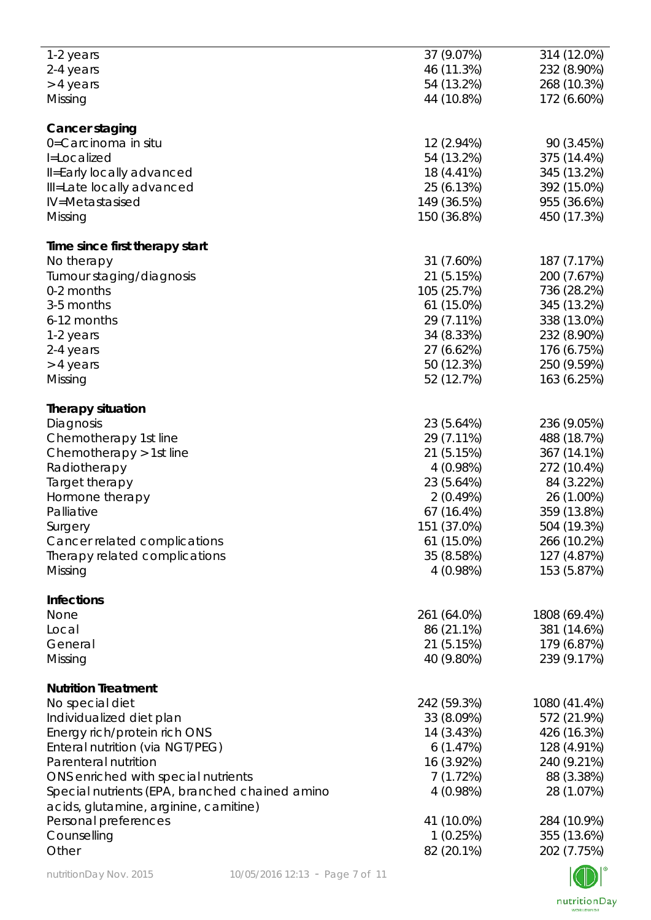| | | |
|---|---|---|
| 1-2 years | 37 (9.07%) | 314 (12.0%) |
| 2-4 years | 46 (11.3%) | 232 (8.90%) |
| > 4 years | 54 (13.2%) | 268 (10.3%) |
| Missing | 44 (10.8%) | 172 (6.60%) |
| **Cancer staging** | | |
| 0=Carcinoma in situ | 12 (2.94%) | 90 (3.45%) |
| I=Localized | 54 (13.2%) | 375 (14.4%) |
| II=Early locally advanced | 18 (4.41%) | 345 (13.2%) |
| III=Late locally advanced | 25 (6.13%) | 392 (15.0%) |
| IV=Metastasised | 149 (36.5%) | 955 (36.6%) |
| Missing | 150 (36.8%) | 450 (17.3%) |
| **Time since first therapy start** | | |
| No therapy | 31 (7.60%) | 187 (7.17%) |
| Tumour staging/diagnosis | 21 (5.15%) | 200 (7.67%) |
| 0-2 months | 105 (25.7%) | 736 (28.2%) |
| 3-5 months | 61 (15.0%) | 345 (13.2%) |
| 6-12 months | 29 (7.11%) | 338 (13.0%) |
| 1-2 years | 34 (8.33%) | 232 (8.90%) |
| 2-4 years | 27 (6.62%) | 176 (6.75%) |
| > 4 years | 50 (12.3%) | 250 (9.59%) |
| Missing | 52 (12.7%) | 163 (6.25%) |
| **Therapy situation** | | |
| Diagnosis | 23 (5.64%) | 236 (9.05%) |
| Chemotherapy 1st line | 29 (7.11%) | 488 (18.7%) |
| Chemotherapy > 1st line | 21 (5.15%) | 367 (14.1%) |
| Radiotherapy | 4 (0.98%) | 272 (10.4%) |
| Target therapy | 23 (5.64%) | 84 (3.22%) |
| Hormone therapy | 2 (0.49%) | 26 (1.00%) |
| Palliative | 67 (16.4%) | 359 (13.8%) |
| Surgery | 151 (37.0%) | 504 (19.3%) |
| Cancer related complications | 61 (15.0%) | 266 (10.2%) |
| Therapy related complications | 35 (8.58%) | 127 (4.87%) |
| Missing | 4 (0.98%) | 153 (5.87%) |
| **Infections** | | |
| None | 261 (64.0%) | 1808 (69.4%) |
| Local | 86 (21.1%) | 381 (14.6%) |
| General | 21 (5.15%) | 179 (6.87%) |
| Missing | 40 (9.80%) | 239 (9.17%) |
| **Nutrition Treatment** | | |
| No special diet | 242 (59.3%) | 1080 (41.4%) |
| Individualized diet plan | 33 (8.09%) | 572 (21.9%) |
| Energy rich/protein rich ONS | 14 (3.43%) | 426 (16.3%) |
| Enteral nutrition (via NGT/PEG) | 6 (1.47%) | 128 (4.91%) |
| Parenteral nutrition | 16 (3.92%) | 240 (9.21%) |
| ONS enriched with special nutrients | 7 (1.72%) | 88 (3.38%) |
| Special nutrients (EPA, branched chained amino acids, glutamine, arginine, carnitine) | 4 (0.98%) | 28 (1.07%) |
| Personal preferences | 41 (10.0%) | 284 (10.9%) |
| Counselling | 1 (0.25%) | 355 (13.6%) |
| Other | 82 (20.1%) | 202 (7.75%) |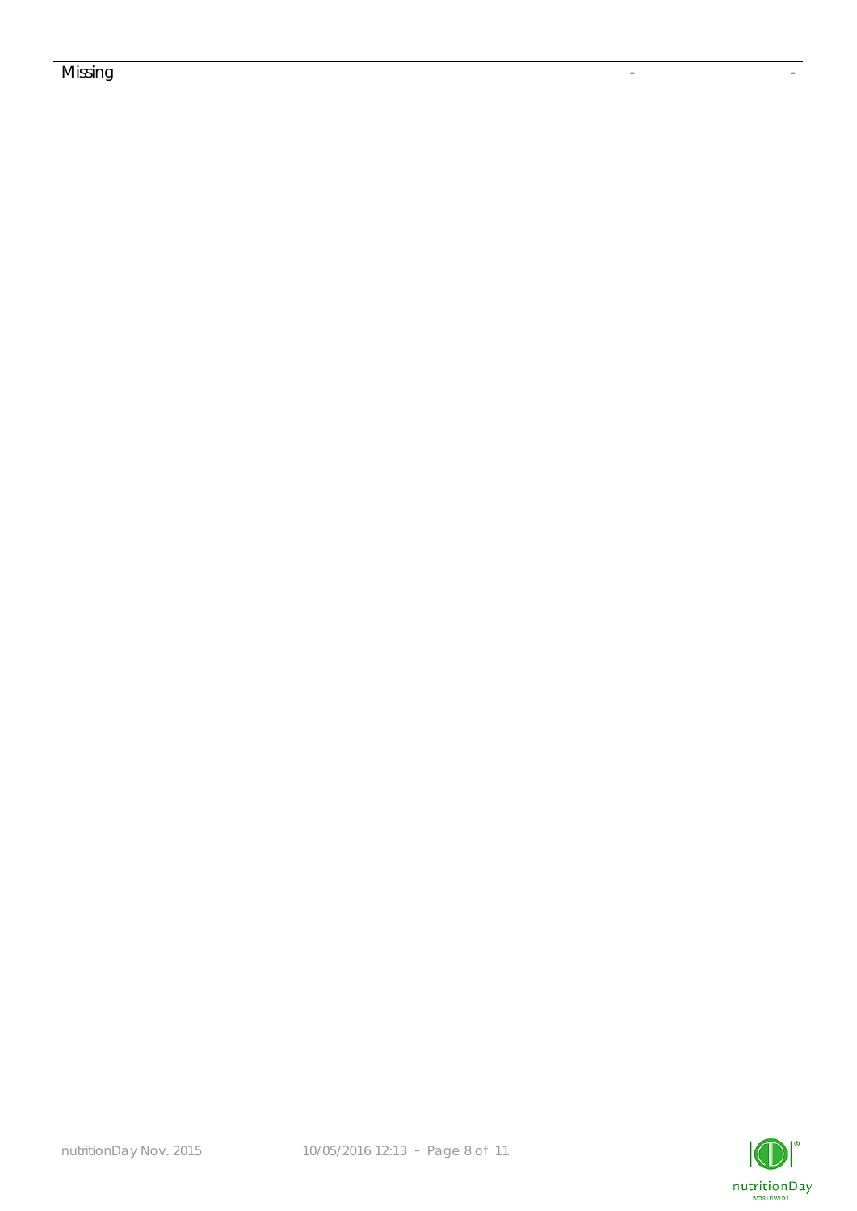| Missing | - | - |
| --- | --- | --- |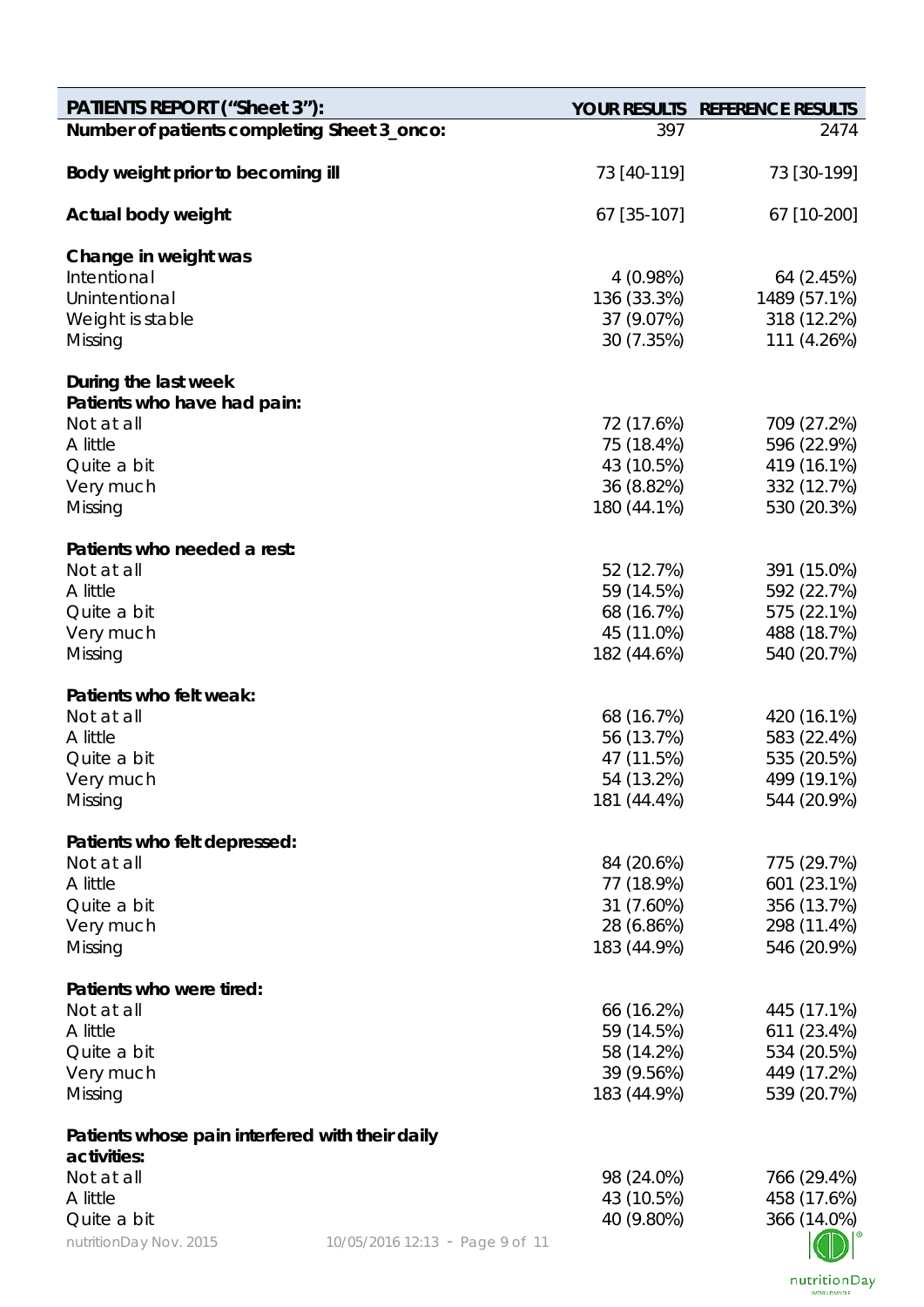| PATIENTS REPORT ("Sheet 3"): | YOUR RESULTS | REFERENCE RESULTS |
|---|---|---|
| **Number of patients completing Sheet 3_onco:** | 397 | 2474 |
| **Body weight prior to becoming ill** | 73 [40-119] | 73 [30-199] |
| **Actual body weight** | 67 [35-107] | 67 [10-200] |
| **Change in weight was** | | |
| Intentional | 4 (0.98%) | 64 (2.45%) |
| Unintentional | 136 (33.3%) | 1489 (57.1%) |
| Weight is stable | 37 (9.07%) | 318 (12.2%) |
| Missing | 30 (7.35%) | 111 (4.26%) |
| **During the last week** | | |
| **Patients who have had pain:** | | |
| Not at all | 72 (17.6%) | 709 (27.2%) |
| A little | 75 (18.4%) | 596 (22.9%) |
| Quite a bit | 43 (10.5%) | 419 (16.1%) |
| Very much | 36 (8.82%) | 332 (12.7%) |
| Missing | 180 (44.1%) | 530 (20.3%) |
| **Patients who needed a rest:** | | |
| Not at all | 52 (12.7%) | 391 (15.0%) |
| A little | 59 (14.5%) | 592 (22.7%) |
| Quite a bit | 68 (16.7%) | 575 (22.1%) |
| Very much | 45 (11.0%) | 488 (18.7%) |
| Missing | 182 (44.6%) | 540 (20.7%) |
| **Patients who felt weak:** | | |
| Not at all | 68 (16.7%) | 420 (16.1%) |
| A little | 56 (13.7%) | 583 (22.4%) |
| Quite a bit | 47 (11.5%) | 535 (20.5%) |
| Very much | 54 (13.2%) | 499 (19.1%) |
| Missing | 181 (44.4%) | 544 (20.9%) |
| **Patients who felt depressed:** | | |
| Not at all | 84 (20.6%) | 775 (29.7%) |
| A little | 77 (18.9%) | 601 (23.1%) |
| Quite a bit | 31 (7.60%) | 356 (13.7%) |
| Very much | 28 (6.86%) | 298 (11.4%) |
| Missing | 183 (44.9%) | 546 (20.9%) |
| **Patients who were tired:** | | |
| Not at all | 66 (16.2%) | 445 (17.1%) |
| A little | 59 (14.5%) | 611 (23.4%) |
| Quite a bit | 58 (14.2%) | 534 (20.5%) |
| Very much | 39 (9.56%) | 449 (17.2%) |
| Missing | 183 (44.9%) | 539 (20.7%) |
| **Patients whose pain interfered with their daily activities:** | | |
| Not at all | 98 (24.0%) | 766 (29.4%) |
| A little | 43 (10.5%) | 458 (17.6%) |
| Quite a bit | 40 (9.80%) | 366 (14.0%) |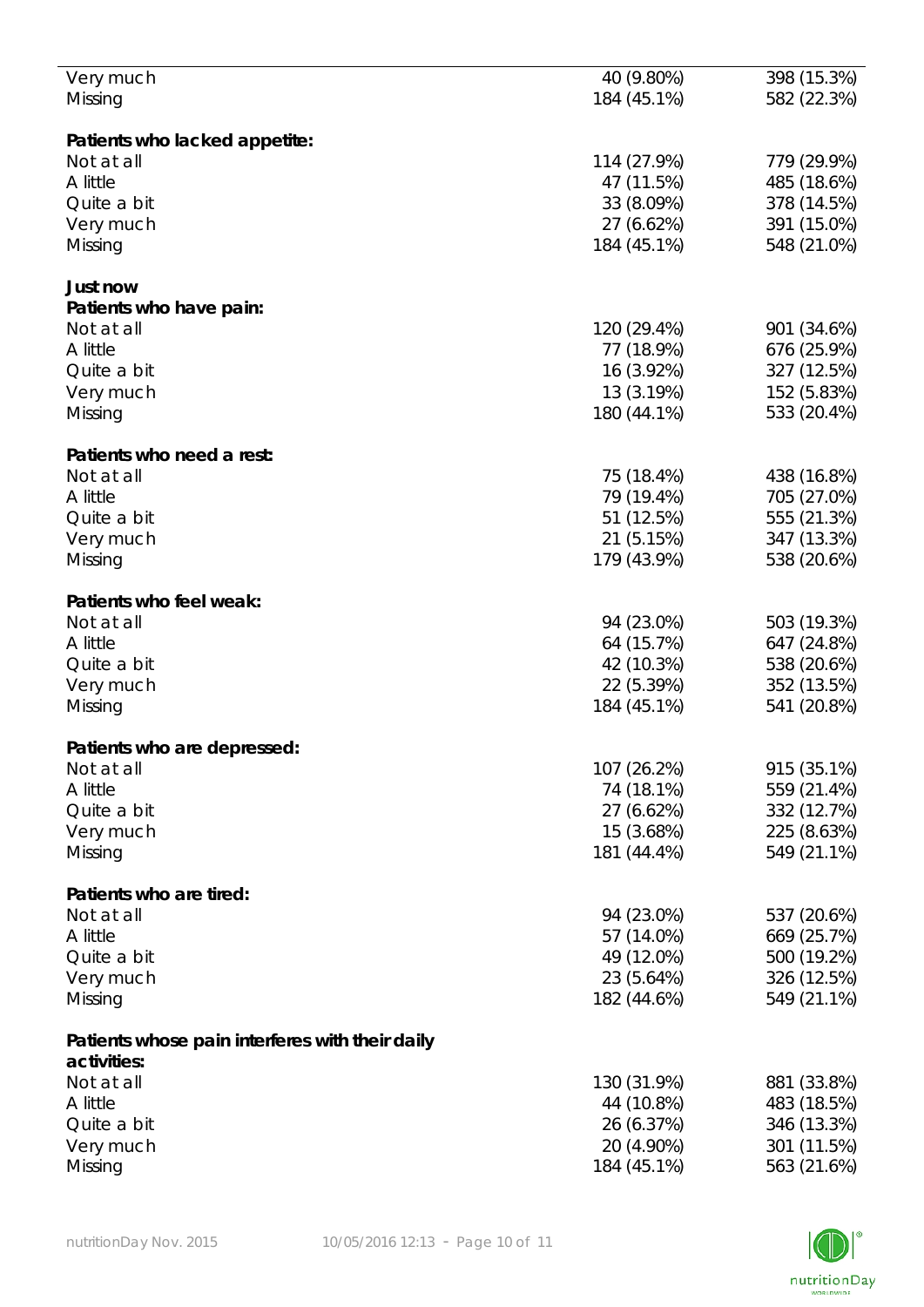| | | |
|---|---|---|
| Very much | 40 (9.80%) | 398 (15.3%) |
| Missing | 184 (45.1%) | 582 (22.3%) |
| | | |
| **Patients who lacked appetite:** | | |
| Not at all | 114 (27.9%) | 779 (29.9%) |
| A little | 47 (11.5%) | 485 (18.6%) |
| Quite a bit | 33 (8.09%) | 378 (14.5%) |
| Very much | 27 (6.62%) | 391 (15.0%) |
| Missing | 184 (45.1%) | 548 (21.0%) |
| | | |
| **Just now** | | |
| **Patients who have pain:** | | |
| Not at all | 120 (29.4%) | 901 (34.6%) |
| A little | 77 (18.9%) | 676 (25.9%) |
| Quite a bit | 16 (3.92%) | 327 (12.5%) |
| Very much | 13 (3.19%) | 152 (5.83%) |
| Missing | 180 (44.1%) | 533 (20.4%) |
| | | |
| **Patients who need a rest:** | | |
| Not at all | 75 (18.4%) | 438 (16.8%) |
| A little | 79 (19.4%) | 705 (27.0%) |
| Quite a bit | 51 (12.5%) | 555 (21.3%) |
| Very much | 21 (5.15%) | 347 (13.3%) |
| Missing | 179 (43.9%) | 538 (20.6%) |
| | | |
| **Patients who feel weak:** | | |
| Not at all | 94 (23.0%) | 503 (19.3%) |
| A little | 64 (15.7%) | 647 (24.8%) |
| Quite a bit | 42 (10.3%) | 538 (20.6%) |
| Very much | 22 (5.39%) | 352 (13.5%) |
| Missing | 184 (45.1%) | 541 (20.8%) |
| | | |
| **Patients who are depressed:** | | |
| Not at all | 107 (26.2%) | 915 (35.1%) |
| A little | 74 (18.1%) | 559 (21.4%) |
| Quite a bit | 27 (6.62%) | 332 (12.7%) |
| Very much | 15 (3.68%) | 225 (8.63%) |
| Missing | 181 (44.4%) | 549 (21.1%) |
| | | |
| **Patients who are tired:** | | |
| Not at all | 94 (23.0%) | 537 (20.6%) |
| A little | 57 (14.0%) | 669 (25.7%) |
| Quite a bit | 49 (12.0%) | 500 (19.2%) |
| Very much | 23 (5.64%) | 326 (12.5%) |
| Missing | 182 (44.6%) | 549 (21.1%) |
| | | |
| **Patients whose pain interferes with their daily activities:** | | |
| Not at all | 130 (31.9%) | 881 (33.8%) |
| A little | 44 (10.8%) | 483 (18.5%) |
| Quite a bit | 26 (6.37%) | 346 (13.3%) |
| Very much | 20 (4.90%) | 301 (11.5%) |
| Missing | 184 (45.1%) | 563 (21.6%) |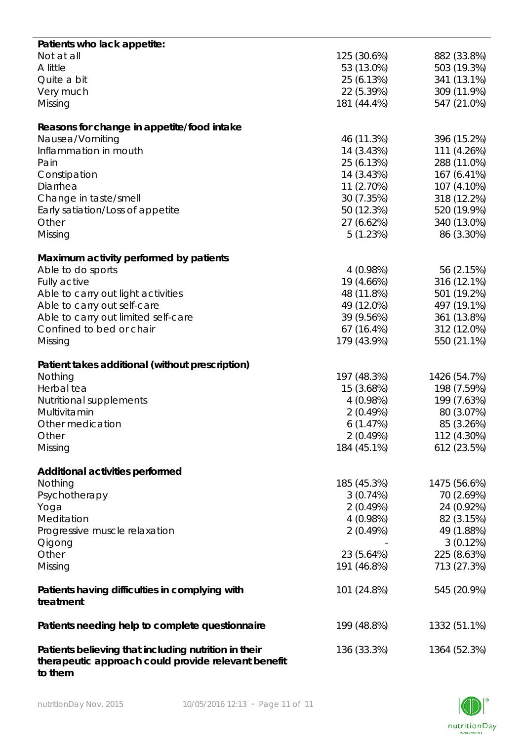| | | |
|---|---|---|
| **Patients who lack appetite:** | | |
| Not at all | 125 (30.6%) | 882 (33.8%) |
| A little | 53 (13.0%) | 503 (19.3%) |
| Quite a bit | 25 (6.13%) | 341 (13.1%) |
| Very much | 22 (5.39%) | 309 (11.9%) |
| Missing | 181 (44.4%) | 547 (21.0%) |
| **Reasons for change in appetite/food intake** | | |
| Nausea/Vomiting | 46 (11.3%) | 396 (15.2%) |
| Inflammation in mouth | 14 (3.43%) | 111 (4.26%) |
| Pain | 25 (6.13%) | 288 (11.0%) |
| Constipation | 14 (3.43%) | 167 (6.41%) |
| Diarrhea | 11 (2.70%) | 107 (4.10%) |
| Change in taste/smell | 30 (7.35%) | 318 (12.2%) |
| Early satiation/Loss of appetite | 50 (12.3%) | 520 (19.9%) |
| Other | 27 (6.62%) | 340 (13.0%) |
| Missing | 5 (1.23%) | 86 (3.30%) |
| **Maximum activity performed by patients** | | |
| Able to do sports | 4 (0.98%) | 56 (2.15%) |
| Fully active | 19 (4.66%) | 316 (12.1%) |
| Able to carry out light activities | 48 (11.8%) | 501 (19.2%) |
| Able to carry out self-care | 49 (12.0%) | 497 (19.1%) |
| Able to carry out limited self-care | 39 (9.56%) | 361 (13.8%) |
| Confined to bed or chair | 67 (16.4%) | 312 (12.0%) |
| Missing | 179 (43.9%) | 550 (21.1%) |
| **Patient takes additional (without prescription)** | | |
| Nothing | 197 (48.3%) | 1426 (54.7%) |
| Herbal tea | 15 (3.68%) | 198 (7.59%) |
| Nutritional supplements | 4 (0.98%) | 199 (7.63%) |
| Multivitamin | 2 (0.49%) | 80 (3.07%) |
| Other medication | 6 (1.47%) | 85 (3.26%) |
| Other | 2 (0.49%) | 112 (4.30%) |
| Missing | 184 (45.1%) | 612 (23.5%) |
| **Additional activities performed** | | |
| Nothing | 185 (45.3%) | 1475 (56.6%) |
| Psychotherapy | 3 (0.74%) | 70 (2.69%) |
| Yoga | 2 (0.49%) | 24 (0.92%) |
| Meditation | 4 (0.98%) | 82 (3.15%) |
| Progressive muscle relaxation | 2 (0.49%) | 49 (1.88%) |
| Qigong | - | 3 (0.12%) |
| Other | 23 (5.64%) | 225 (8.63%) |
| Missing | 191 (46.8%) | 713 (27.3%) |
| **Patients having difficulties in complying with treatment** | 101 (24.8%) | 545 (20.9%) |
| **Patients needing help to complete questionnaire** | 199 (48.8%) | 1332 (51.1%) |
| **Patients believing that including nutrition in their therapeutic approach could provide relevant benefit to them** | 136 (33.3%) | 1364 (52.3%) |